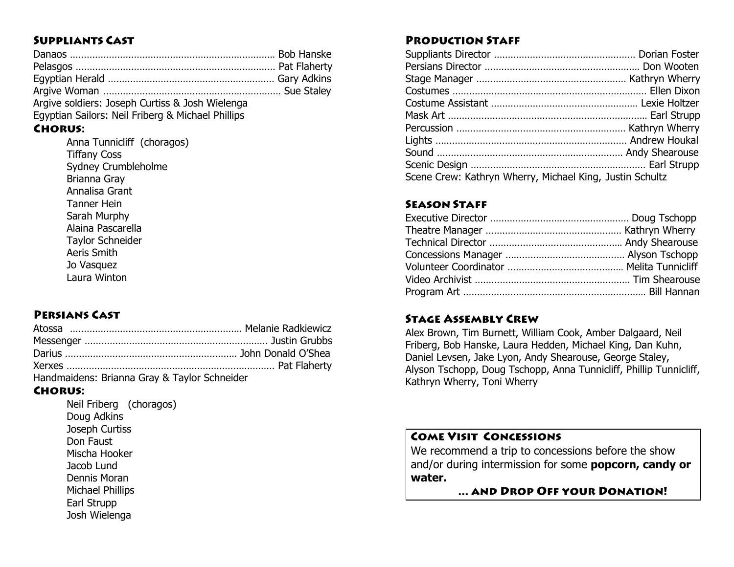## Suppliants Cast

Danaos ........................................................................... Bob Hanske
Pelasgos ........................................................................ Pat Flaherty
Egyptian Herald ............................................................ Gary Adkins
Argive Woman ................................................................. Sue Staley
Argive soldiers: Joseph Curtiss & Josh Wielenga
Egyptian Sailors: Neil Friberg & Michael Phillips

### Chorus:

- Anna Tunnicliff (choragos)
- Tiffany Coss
- Sydney Crumbleholme
- Brianna Gray
- Annalisa Grant
- Tanner Hein
- Sarah Murphy
- Alaina Pascarella
- Taylor Schneider
- Aeris Smith
- Jo Vasquez
- Laura Winton

## Persians Cast

Atossa ............................................................... Melanie Radkiewicz
Messenger .................................................................. Justin Grubbs
Darius ............................................................... John Donald O'Shea
Xerxes ............................................................................ Pat Flaherty
Handmaidens: Brianna Gray & Taylor Schneider

### Chorus:

- Neil Friberg (choragos)
- Doug Adkins
- Joseph Curtiss
- Don Faust
- Mischa Hooker
- Jacob Lund
- Dennis Moran
- Michael Phillips
- Earl Strupp
- Josh Wielenga

## Production Staff

Suppliants Director ................................................... Dorian Foster
Persians Director ....................................................... Don Wooten
Stage Manager ...................................................... Kathryn Wherry
Costumes ..................................................................... Ellen Dixon
Costume Assistant ..................................................... Lexie Holtzer
Mask Art ....................................................................... Earl Strupp
Percussion ............................................................ Kathryn Wherry
Lights ..................................................................... Andrew Houkal
Sound .................................................................. Andy Shearouse
Scenic Design .............................................................. Earl Strupp
Scene Crew: Kathryn Wherry, Michael King, Justin Schultz

## Season Staff

Executive Director .................................................. Doug Tschopp
Theatre Manager ................................................ Kathryn Wherry
Technical Director ................................................ Andy Shearouse
Concessions Manager ........................................... Alyson Tschopp
Volunteer Coordinator .......................................... Melita Tunnicliff
Video Archivist ....................................................... Tim Shearouse
Program Art ................................................................. Bill Hannan

## Stage Assembly Crew

Alex Brown, Tim Burnett, William Cook, Amber Dalgaard, Neil Friberg, Bob Hanske, Laura Hedden, Michael King, Dan Kuhn, Daniel Levsen, Jake Lyon, Andy Shearouse, George Staley, Alyson Tschopp, Doug Tschopp, Anna Tunnicliff, Phillip Tunnicliff, Kathryn Wherry, Toni Wherry

## Come Visit Concessions

We recommend a trip to concessions before the show and/or during intermission for some **popcorn, candy or water.**

**… and Drop Off your Donation!**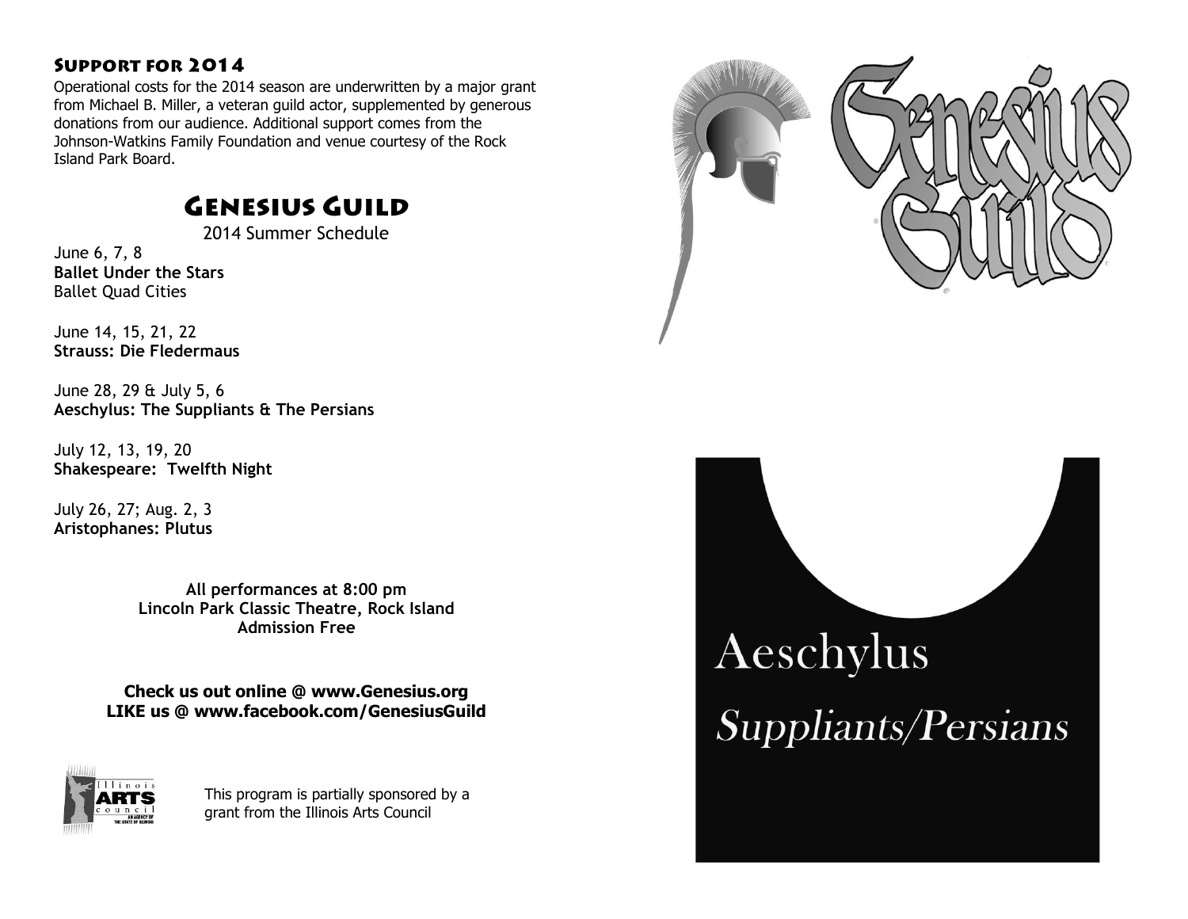## Support for 2014

Operational costs for the 2014 season are underwritten by a major grant from Michael B. Miller, a veteran guild actor, supplemented by generous donations from our audience. Additional support comes from the Johnson-Watkins Family Foundation and venue courtesy of the Rock Island Park Board.

## Genesius Guild

2014 Summer Schedule

June 6, 7, 8
**Ballet Under the Stars**
Ballet Quad Cities

June 14, 15, 21, 22
**Strauss: Die Fledermaus**

June 28, 29 & July 5, 6
**Aeschylus: The Suppliants & The Persians**

July 12, 13, 19, 20
**Shakespeare: Twelfth Night**

July 26, 27; Aug. 2, 3
**Aristophanes: Plutus**

**All performances at 8:00 pm**
**Lincoln Park Classic Theatre, Rock Island**
**Admission Free**

**Check us out online @ www.Genesius.org**
**LIKE us @ www.facebook.com/GenesiusGuild**

Illinois ARTS council — AN AGENCY OF THE STATE OF ILLINOIS

This program is partially sponsored by a grant from the Illinois Arts Council

Genesius Guild

# Aeschylus

## *Suppliants/Persians*